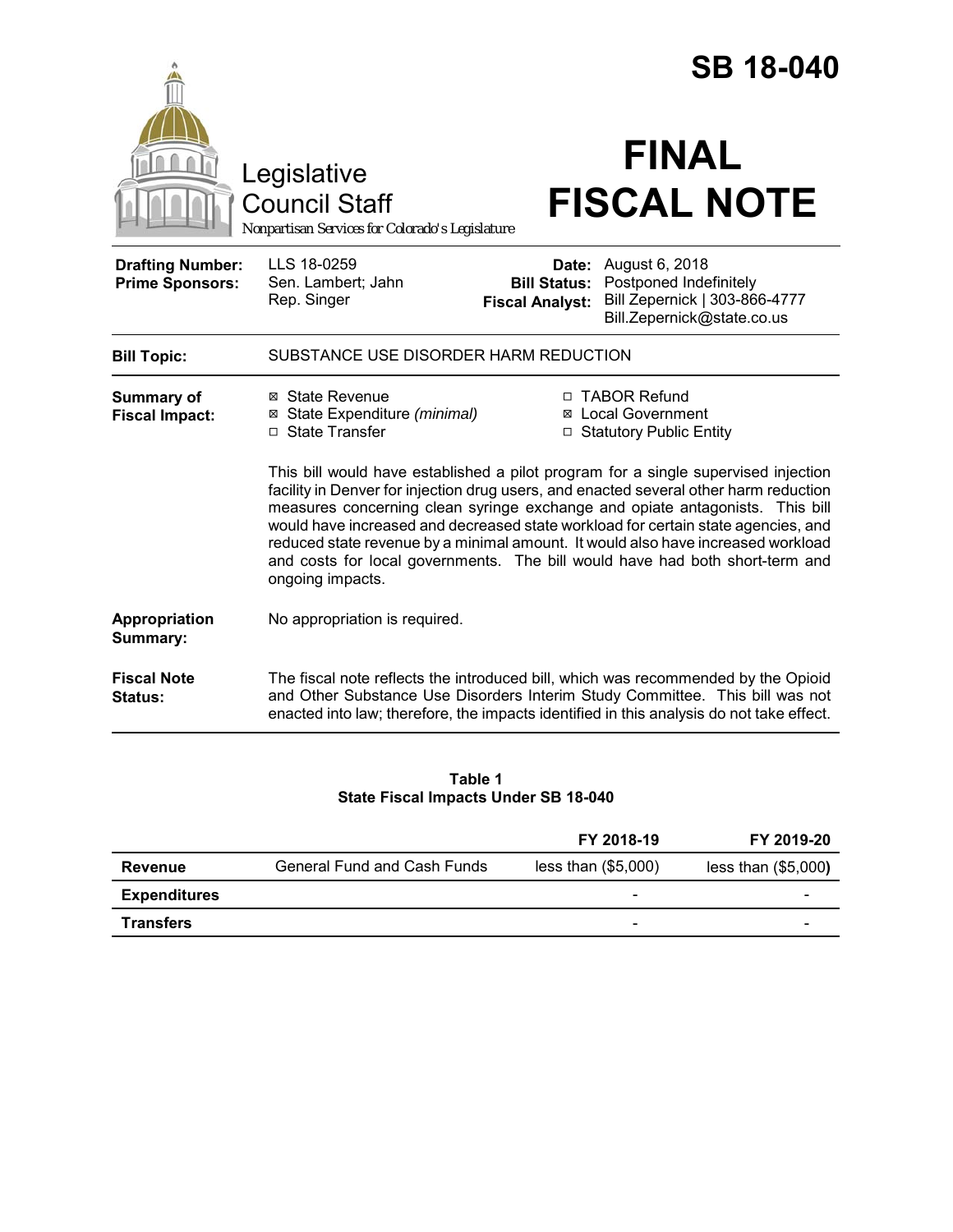# SB 18-040

Legislative Council Staff

*Nonpartisan Services for Colorado's Legislature*

# FINAL FISCAL NOTE

| | | | |
|---|---|---|---|
| **Drafting Number:** | LLS 18-0259 | **Date:** | August 6, 2018 |
| **Prime Sponsors:** | Sen. Lambert; Jahn<br>Rep. Singer | **Bill Status:** | Postponed Indefinitely |
| | | **Fiscal Analyst:** | Bill Zepernick \| 303-866-4777<br>Bill.Zepernick@state.co.us |

| | |
|---|---|
| **Bill Topic:** | SUBSTANCE USE DISORDER HARM REDUCTION |
| **Summary of Fiscal Impact:** | ☒ State Revenue<br>☒ State Expenditure *(minimal)*<br>☐ State Transfer<br>☐ TABOR Refund<br>☒ Local Government<br>☐ Statutory Public Entity<br><br>This bill would have established a pilot program for a single supervised injection facility in Denver for injection drug users, and enacted several other harm reduction measures concerning clean syringe exchange and opiate antagonists. This bill would have increased and decreased state workload for certain state agencies, and reduced state revenue by a minimal amount. It would also have increased workload and costs for local governments. The bill would have had both short-term and ongoing impacts. |
| **Appropriation Summary:** | No appropriation is required. |
| **Fiscal Note Status:** | The fiscal note reflects the introduced bill, which was recommended by the Opioid and Other Substance Use Disorders Interim Study Committee. This bill was not enacted into law; therefore, the impacts identified in this analysis do not take effect. |

**Table 1**
**State Fiscal Impacts Under SB 18-040**

| | | FY 2018-19 | FY 2019-20 |
|---|---|---|---|
| **Revenue** | General Fund and Cash Funds | less than ($5,000) | less than ($5,000) |
| **Expenditures** | | - | - |
| **Transfers** | | - | - |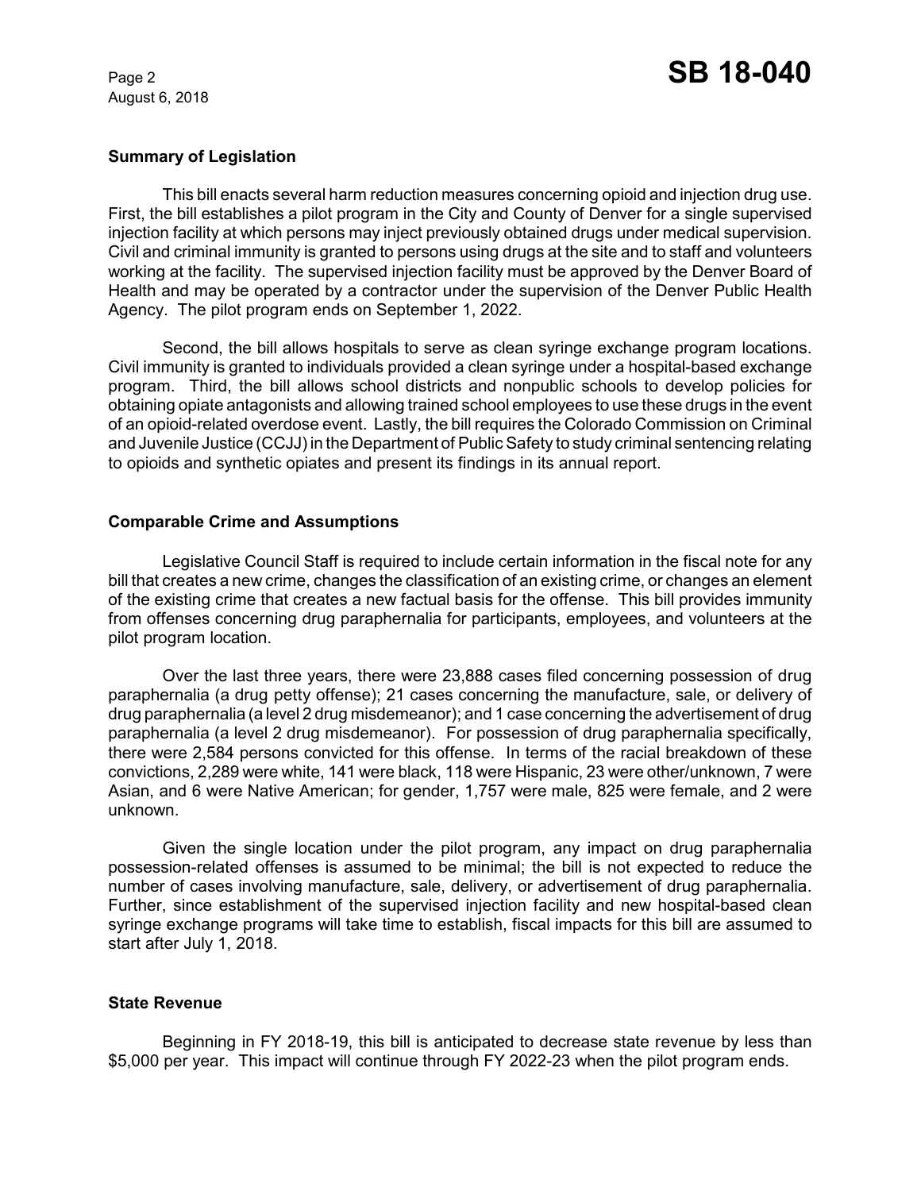## Summary of Legislation

This bill enacts several harm reduction measures concerning opioid and injection drug use. First, the bill establishes a pilot program in the City and County of Denver for a single supervised injection facility at which persons may inject previously obtained drugs under medical supervision. Civil and criminal immunity is granted to persons using drugs at the site and to staff and volunteers working at the facility. The supervised injection facility must be approved by the Denver Board of Health and may be operated by a contractor under the supervision of the Denver Public Health Agency. The pilot program ends on September 1, 2022.

Second, the bill allows hospitals to serve as clean syringe exchange program locations. Civil immunity is granted to individuals provided a clean syringe under a hospital-based exchange program. Third, the bill allows school districts and nonpublic schools to develop policies for obtaining opiate antagonists and allowing trained school employees to use these drugs in the event of an opioid-related overdose event. Lastly, the bill requires the Colorado Commission on Criminal and Juvenile Justice (CCJJ) in the Department of Public Safety to study criminal sentencing relating to opioids and synthetic opiates and present its findings in its annual report.

## Comparable Crime and Assumptions

Legislative Council Staff is required to include certain information in the fiscal note for any bill that creates a new crime, changes the classification of an existing crime, or changes an element of the existing crime that creates a new factual basis for the offense. This bill provides immunity from offenses concerning drug paraphernalia for participants, employees, and volunteers at the pilot program location.

Over the last three years, there were 23,888 cases filed concerning possession of drug paraphernalia (a drug petty offense); 21 cases concerning the manufacture, sale, or delivery of drug paraphernalia (a level 2 drug misdemeanor); and 1 case concerning the advertisement of drug paraphernalia (a level 2 drug misdemeanor). For possession of drug paraphernalia specifically, there were 2,584 persons convicted for this offense. In terms of the racial breakdown of these convictions, 2,289 were white, 141 were black, 118 were Hispanic, 23 were other/unknown, 7 were Asian, and 6 were Native American; for gender, 1,757 were male, 825 were female, and 2 were unknown.

Given the single location under the pilot program, any impact on drug paraphernalia possession-related offenses is assumed to be minimal; the bill is not expected to reduce the number of cases involving manufacture, sale, delivery, or advertisement of drug paraphernalia. Further, since establishment of the supervised injection facility and new hospital-based clean syringe exchange programs will take time to establish, fiscal impacts for this bill are assumed to start after July 1, 2018.

## State Revenue

Beginning in FY 2018-19, this bill is anticipated to decrease state revenue by less than $5,000 per year. This impact will continue through FY 2022-23 when the pilot program ends.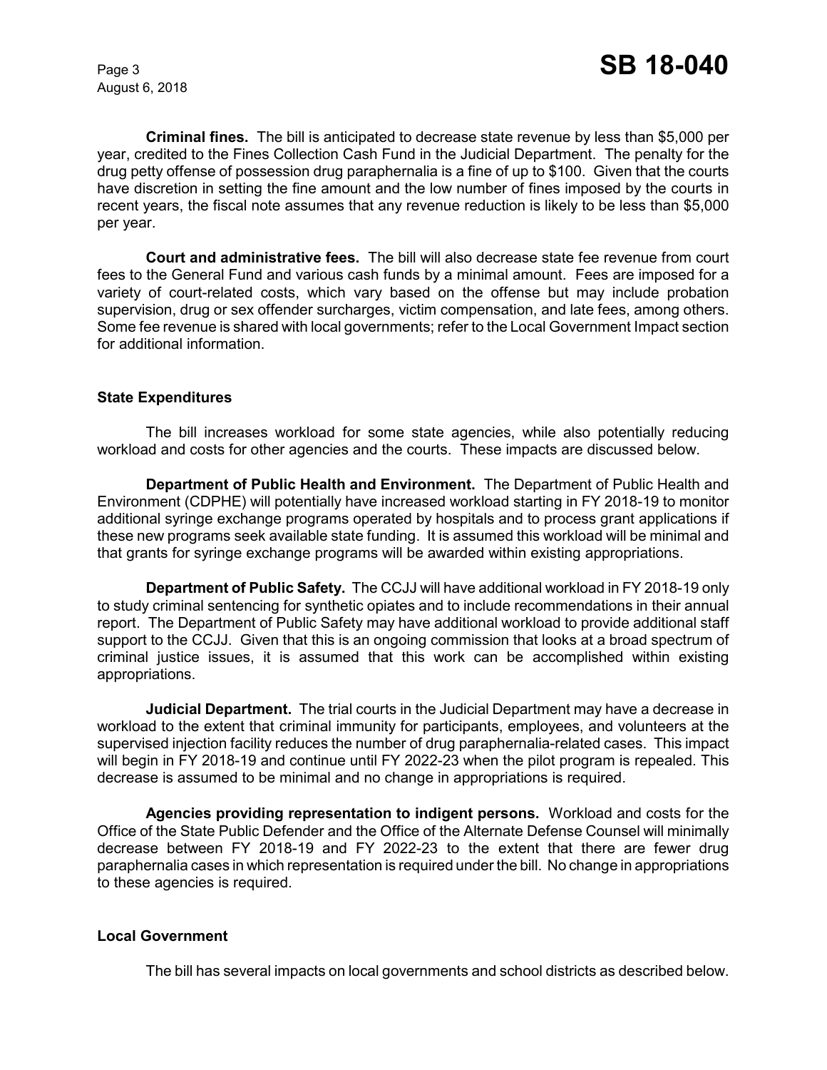**Criminal fines.** The bill is anticipated to decrease state revenue by less than $5,000 per year, credited to the Fines Collection Cash Fund in the Judicial Department. The penalty for the drug petty offense of possession drug paraphernalia is a fine of up to $100. Given that the courts have discretion in setting the fine amount and the low number of fines imposed by the courts in recent years, the fiscal note assumes that any revenue reduction is likely to be less than $5,000 per year.

**Court and administrative fees.** The bill will also decrease state fee revenue from court fees to the General Fund and various cash funds by a minimal amount. Fees are imposed for a variety of court-related costs, which vary based on the offense but may include probation supervision, drug or sex offender surcharges, victim compensation, and late fees, among others. Some fee revenue is shared with local governments; refer to the Local Government Impact section for additional information.

### State Expenditures

The bill increases workload for some state agencies, while also potentially reducing workload and costs for other agencies and the courts. These impacts are discussed below.

**Department of Public Health and Environment.** The Department of Public Health and Environment (CDPHE) will potentially have increased workload starting in FY 2018-19 to monitor additional syringe exchange programs operated by hospitals and to process grant applications if these new programs seek available state funding. It is assumed this workload will be minimal and that grants for syringe exchange programs will be awarded within existing appropriations.

**Department of Public Safety.** The CCJJ will have additional workload in FY 2018-19 only to study criminal sentencing for synthetic opiates and to include recommendations in their annual report. The Department of Public Safety may have additional workload to provide additional staff support to the CCJJ. Given that this is an ongoing commission that looks at a broad spectrum of criminal justice issues, it is assumed that this work can be accomplished within existing appropriations.

**Judicial Department.** The trial courts in the Judicial Department may have a decrease in workload to the extent that criminal immunity for participants, employees, and volunteers at the supervised injection facility reduces the number of drug paraphernalia-related cases. This impact will begin in FY 2018-19 and continue until FY 2022-23 when the pilot program is repealed. This decrease is assumed to be minimal and no change in appropriations is required.

**Agencies providing representation to indigent persons.** Workload and costs for the Office of the State Public Defender and the Office of the Alternate Defense Counsel will minimally decrease between FY 2018-19 and FY 2022-23 to the extent that there are fewer drug paraphernalia cases in which representation is required under the bill. No change in appropriations to these agencies is required.

### Local Government

The bill has several impacts on local governments and school districts as described below.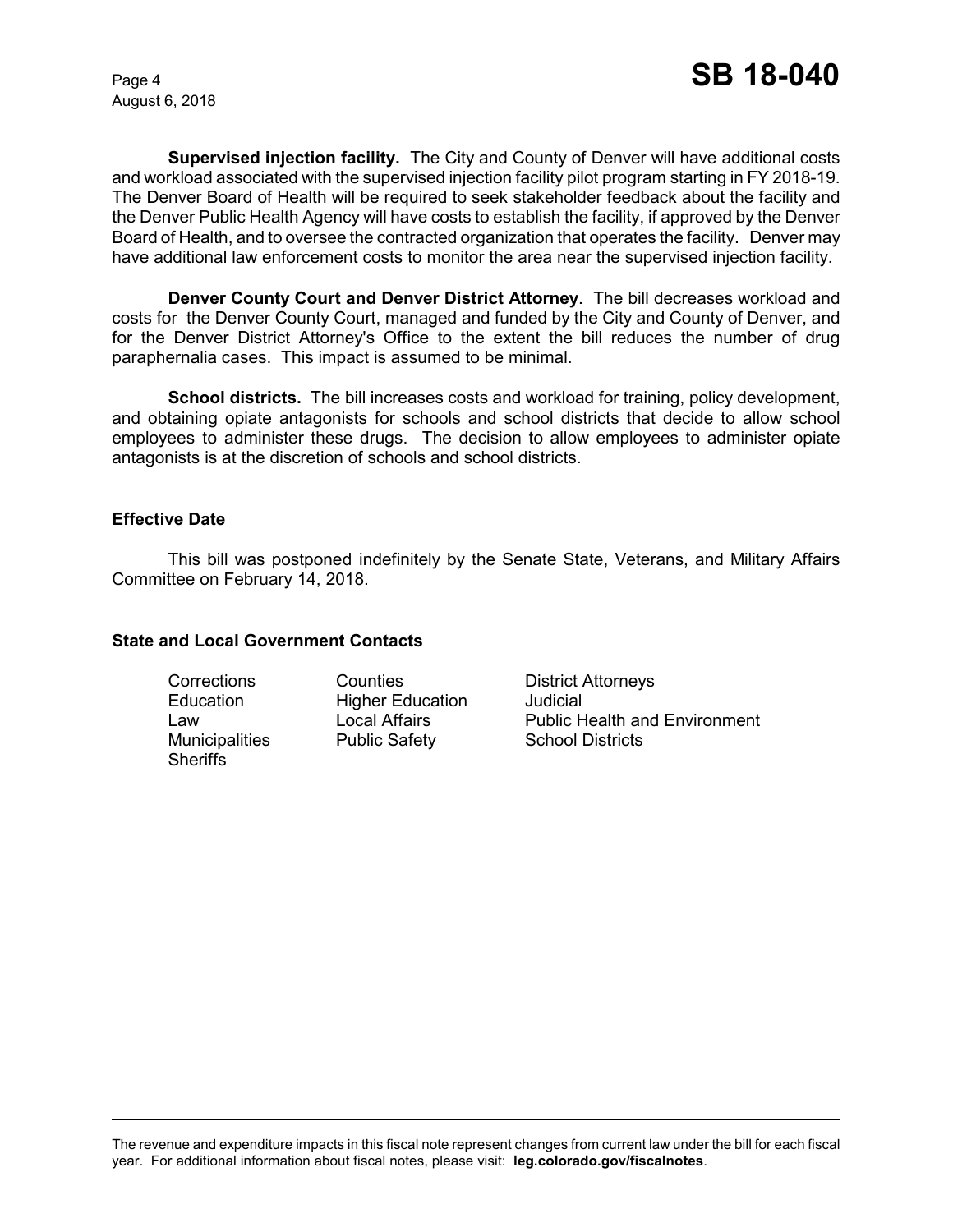**Supervised injection facility.** The City and County of Denver will have additional costs and workload associated with the supervised injection facility pilot program starting in FY 2018-19. The Denver Board of Health will be required to seek stakeholder feedback about the facility and the Denver Public Health Agency will have costs to establish the facility, if approved by the Denver Board of Health, and to oversee the contracted organization that operates the facility. Denver may have additional law enforcement costs to monitor the area near the supervised injection facility.

**Denver County Court and Denver District Attorney**. The bill decreases workload and costs for the Denver County Court, managed and funded by the City and County of Denver, and for the Denver District Attorney's Office to the extent the bill reduces the number of drug paraphernalia cases. This impact is assumed to be minimal.

**School districts.** The bill increases costs and workload for training, policy development, and obtaining opiate antagonists for schools and school districts that decide to allow school employees to administer these drugs. The decision to allow employees to administer opiate antagonists is at the discretion of schools and school districts.

### Effective Date

This bill was postponed indefinitely by the Senate State, Veterans, and Military Affairs Committee on February 14, 2018.

### State and Local Government Contacts

| | | |
|---|---|---|
| Corrections | Counties | District Attorneys |
| Education | Higher Education | Judicial |
| Law | Local Affairs | Public Health and Environment |
| Municipalities | Public Safety | School Districts |
| Sheriffs | | |

The revenue and expenditure impacts in this fiscal note represent changes from current law under the bill for each fiscal year. For additional information about fiscal notes, please visit: **leg.colorado.gov/fiscalnotes**.